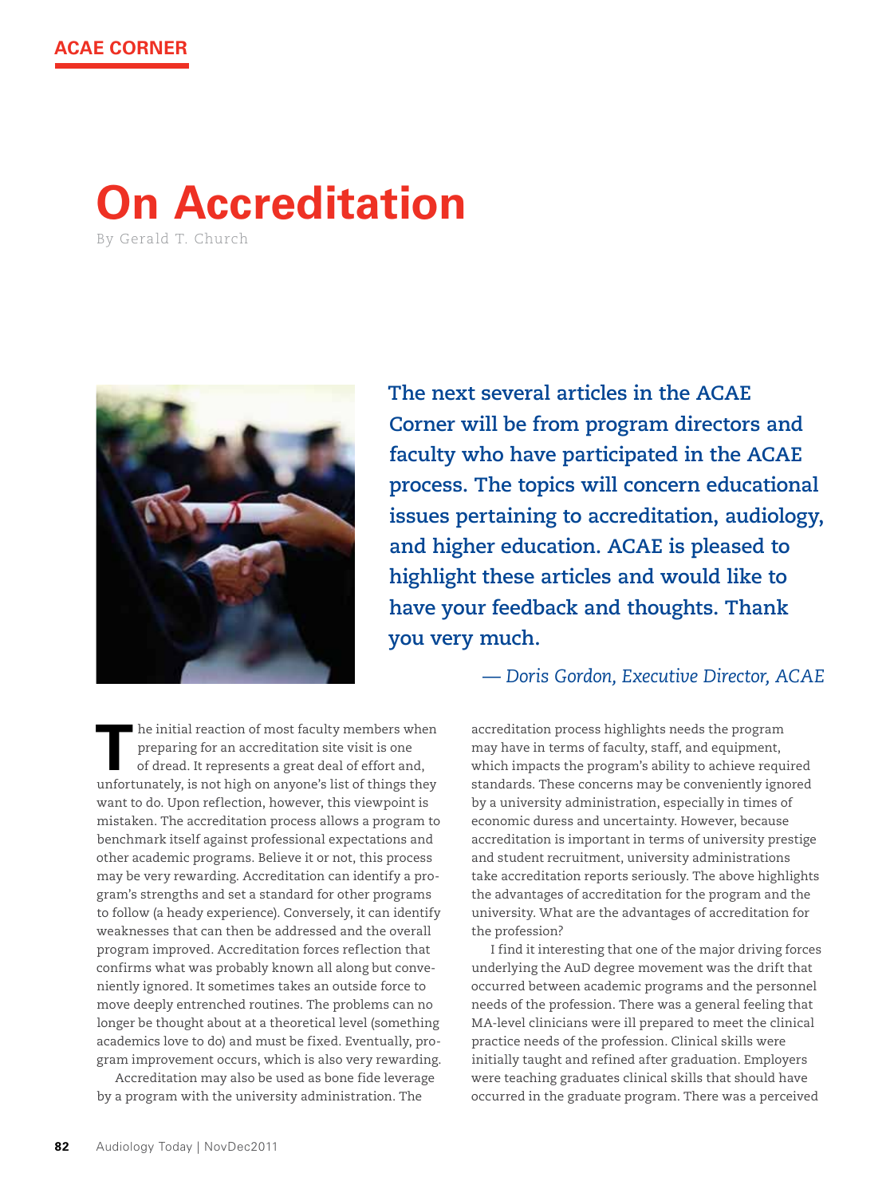ACAE CORNER

# On Accreditation

By Gerald T. Church

**The next several articles in the ACAE Corner will be from program directors and faculty who have participated in the ACAE process. The topics will concern educational issues pertaining to accreditation, audiology, and higher education. ACAE is pleased to highlight these articles and would like to have your feedback and thoughts. Thank you very much.**

*— Doris Gordon, Executive Director, ACAE*

The initial reaction of most faculty members when preparing for an accreditation site visit is one of dread. It represents a great deal of effort and, unfortunately, is not high on anyone's list of things they want to do. Upon reflection, however, this viewpoint is mistaken. The accreditation process allows a program to benchmark itself against professional expectations and other academic programs. Believe it or not, this process may be very rewarding. Accreditation can identify a program's strengths and set a standard for other programs to follow (a heady experience). Conversely, it can identify weaknesses that can then be addressed and the overall program improved. Accreditation forces reflection that confirms what was probably known all along but conveniently ignored. It sometimes takes an outside force to move deeply entrenched routines. The problems can no longer be thought about at a theoretical level (something academics love to do) and must be fixed. Eventually, program improvement occurs, which is also very rewarding.

Accreditation may also be used as bone fide leverage by a program with the university administration. The accreditation process highlights needs the program may have in terms of faculty, staff, and equipment, which impacts the program's ability to achieve required standards. These concerns may be conveniently ignored by a university administration, especially in times of economic duress and uncertainty. However, because accreditation is important in terms of university prestige and student recruitment, university administrations take accreditation reports seriously. The above highlights the advantages of accreditation for the program and the university. What are the advantages of accreditation for the profession?

I find it interesting that one of the major driving forces underlying the AuD degree movement was the drift that occurred between academic programs and the personnel needs of the profession. There was a general feeling that MA-level clinicians were ill prepared to meet the clinical practice needs of the profession. Clinical skills were initially taught and refined after graduation. Employers were teaching graduates clinical skills that should have occurred in the graduate program. There was a perceived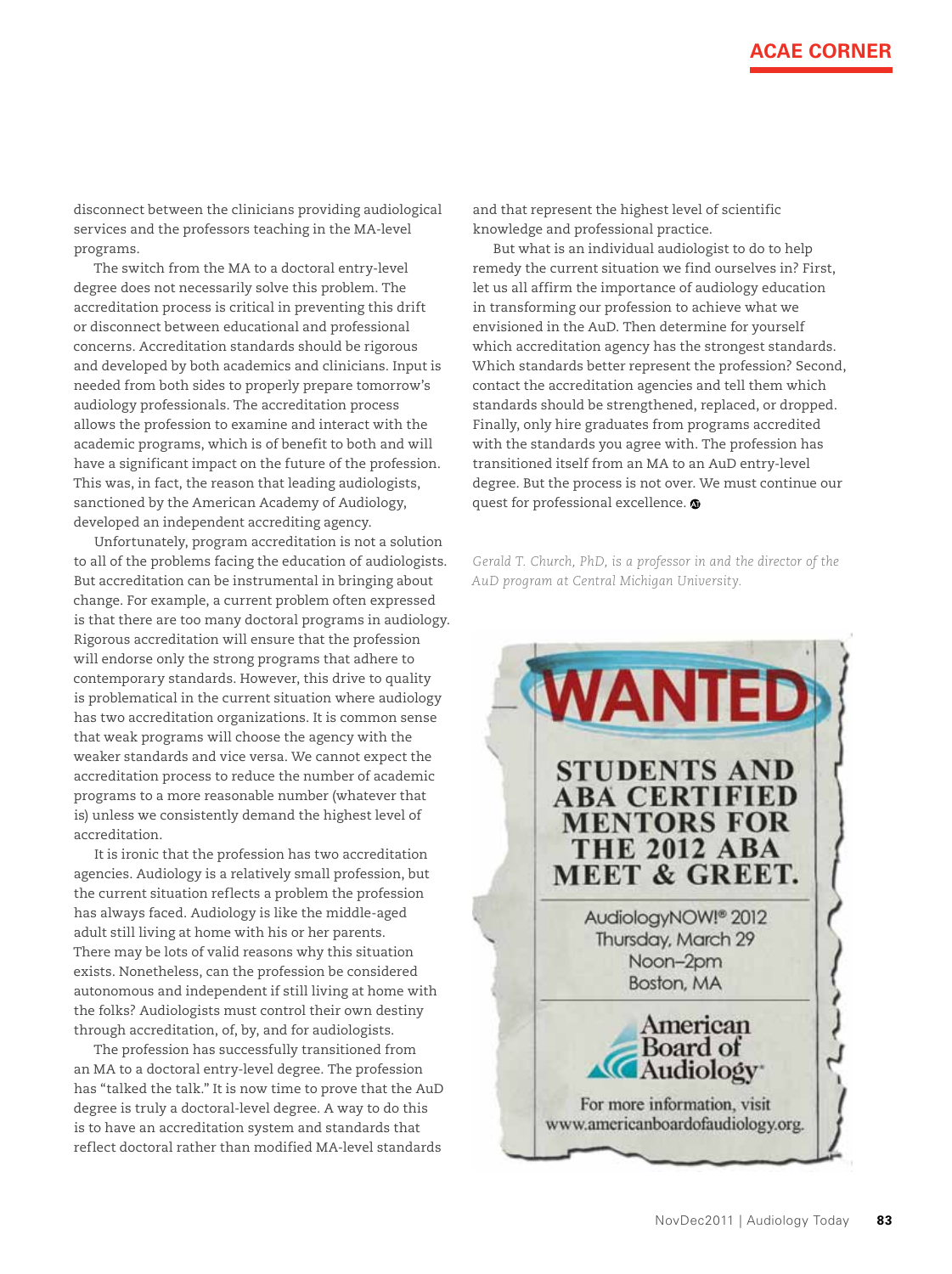disconnect between the clinicians providing audiological services and the professors teaching in the MA-level programs.

The switch from the MA to a doctoral entry-level degree does not necessarily solve this problem. The accreditation process is critical in preventing this drift or disconnect between educational and professional concerns. Accreditation standards should be rigorous and developed by both academics and clinicians. Input is needed from both sides to properly prepare tomorrow's audiology professionals. The accreditation process allows the profession to examine and interact with the academic programs, which is of benefit to both and will have a significant impact on the future of the profession. This was, in fact, the reason that leading audiologists, sanctioned by the American Academy of Audiology, developed an independent accrediting agency.

Unfortunately, program accreditation is not a solution to all of the problems facing the education of audiologists. But accreditation can be instrumental in bringing about change. For example, a current problem often expressed is that there are too many doctoral programs in audiology. Rigorous accreditation will ensure that the profession will endorse only the strong programs that adhere to contemporary standards. However, this drive to quality is problematical in the current situation where audiology has two accreditation organizations. It is common sense that weak programs will choose the agency with the weaker standards and vice versa. We cannot expect the accreditation process to reduce the number of academic programs to a more reasonable number (whatever that is) unless we consistently demand the highest level of accreditation.

It is ironic that the profession has two accreditation agencies. Audiology is a relatively small profession, but the current situation reflects a problem the profession has always faced. Audiology is like the middle-aged adult still living at home with his or her parents. There may be lots of valid reasons why this situation exists. Nonetheless, can the profession be considered autonomous and independent if still living at home with the folks? Audiologists must control their own destiny through accreditation, of, by, and for audiologists.

The profession has successfully transitioned from an MA to a doctoral entry-level degree. The profession has "talked the talk." It is now time to prove that the AuD degree is truly a doctoral-level degree. A way to do this is to have an accreditation system and standards that reflect doctoral rather than modified MA-level standards and that represent the highest level of scientific knowledge and professional practice.

But what is an individual audiologist to do to help remedy the current situation we find ourselves in? First, let us all affirm the importance of audiology education in transforming our profession to achieve what we envisioned in the AuD. Then determine for yourself which accreditation agency has the strongest standards. Which standards better represent the profession? Second, contact the accreditation agencies and tell them which standards should be strengthened, replaced, or dropped. Finally, only hire graduates from programs accredited with the standards you agree with. The profession has transitioned itself from an MA to an AuD entry-level degree. But the process is not over. We must continue our quest for professional excellence.

*Gerald T. Church, PhD, is a professor in and the director of the AuD program at Central Michigan University.*

**WANTED**

**STUDENTS AND ABA CERTIFIED MENTORS FOR THE 2012 ABA MEET & GREET.**

AudiologyNOW!® 2012
Thursday, March 29
Noon–2pm
Boston, MA

American Board of Audiology

For more information, visit www.americanboardofaudiology.org.